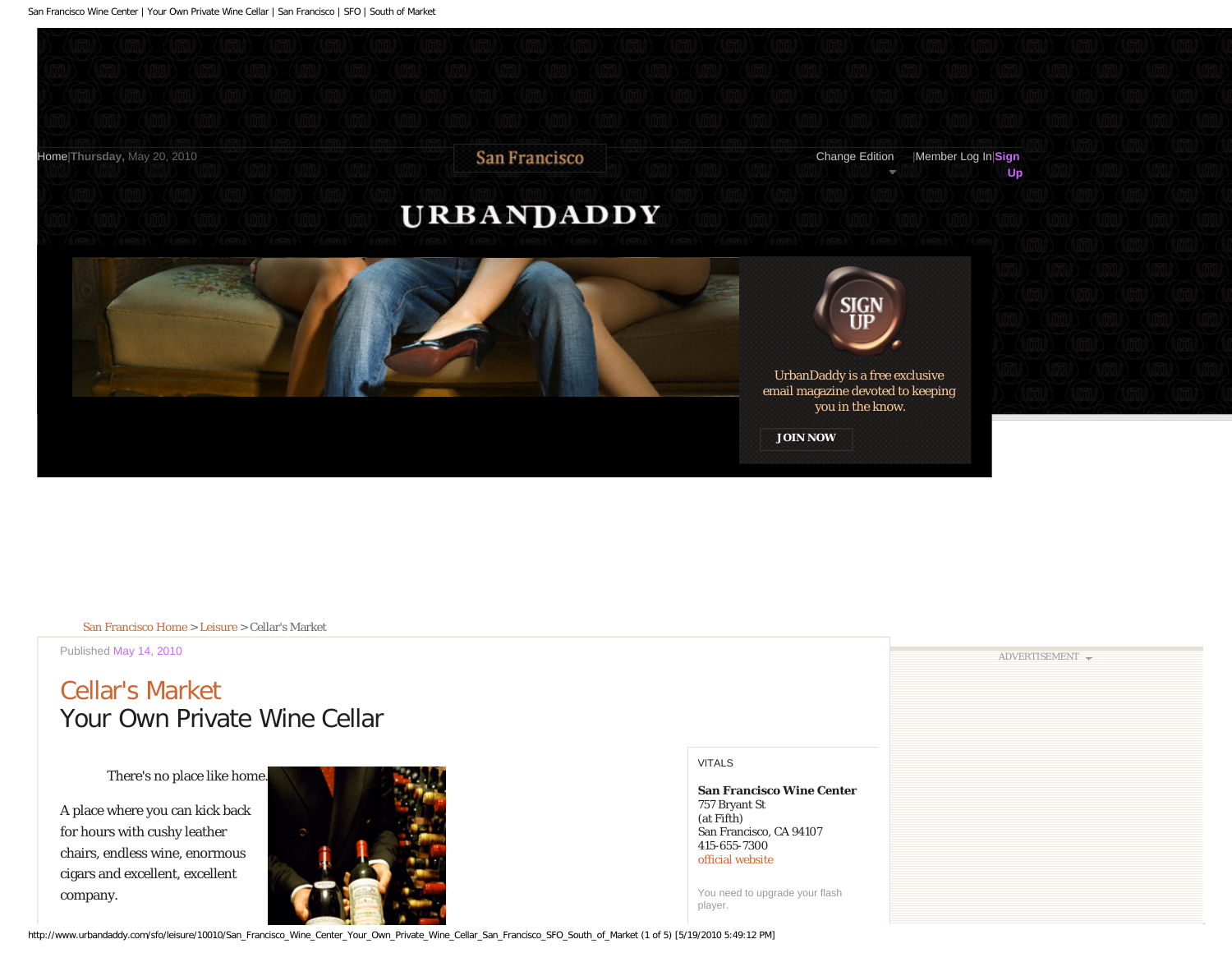Home | **Thursday,** May 20, 2010

San Francisco

Change Edition | Member Log In | **Sign Up**

URBANDADDY

SIGN UP

UrbanDaddy is a free exclusive email magazine devoted to keeping you in the know.

JOIN NOW

San Francisco Home > Leisure > Cellar's Market

Published May 14, 2010

# Cellar's Market

## Your Own Private Wine Cellar

There's no place like home.

A place where you can kick back for hours with cushy leather chairs, endless wine, enormous cigars and excellent, excellent company.

VITALS

**San Francisco Wine Center**
757 Bryant St
(at Fifth)
San Francisco, CA 94107
415-655-7300
official website

You need to upgrade your flash player.

ADVERTISEMENT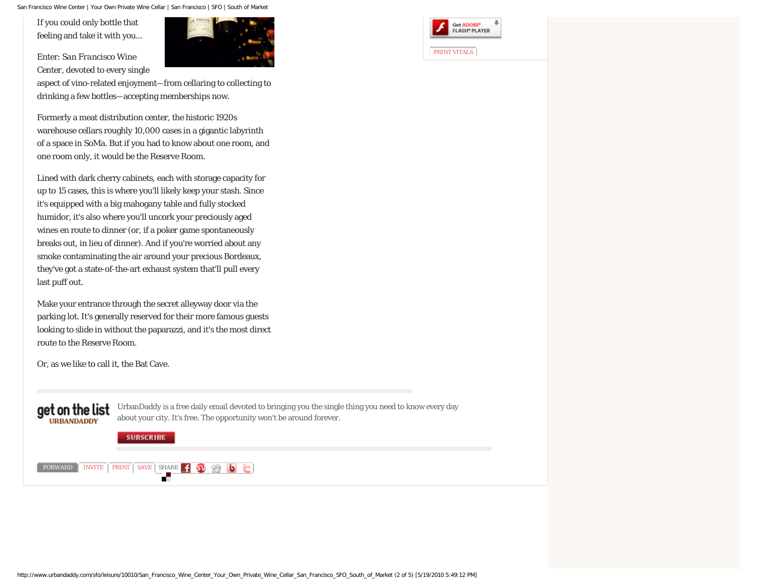If you could only bottle that feeling and take it with you...

Enter: San Francisco Wine Center, devoted to every single aspect of vino-related enjoyment—from cellaring to collecting to drinking a few bottles—accepting memberships now.

Formerly a meat distribution center, the historic 1920s warehouse cellars roughly 10,000 cases in a gigantic labyrinth of a space in SoMa. But if you had to know about one room, and one room only, it would be the Reserve Room.

Lined with dark cherry cabinets, each with storage capacity for up to 15 cases, this is where you'll likely keep your stash. Since it's equipped with a big mahogany table and fully stocked humidor, it's also where you'll uncork your preciously aged wines en route to dinner (or, if a poker game spontaneously breaks out, in lieu of dinner). And if you're worried about any smoke contaminating the air around your precious Bordeaux, they've got a state-of-the-art exhaust system that'll pull every last puff out.

Make your entrance through the secret alleyway door via the parking lot. It's generally reserved for their more famous guests looking to slide in without the paparazzi, and it's the most direct route to the Reserve Room.

Or, as we like to call it, the Bat Cave.

get on the list URBANDADDY

UrbanDaddy is a free daily email devoted to bringing you the single thing you need to know every day about your city. It's free. The opportunity won't be around forever.

SUBSCRIBE

FORWARD | INVITE | PRINT | SAVE | SHARE

Get ADOBE® FLASH® PLAYER

PRINT VITALS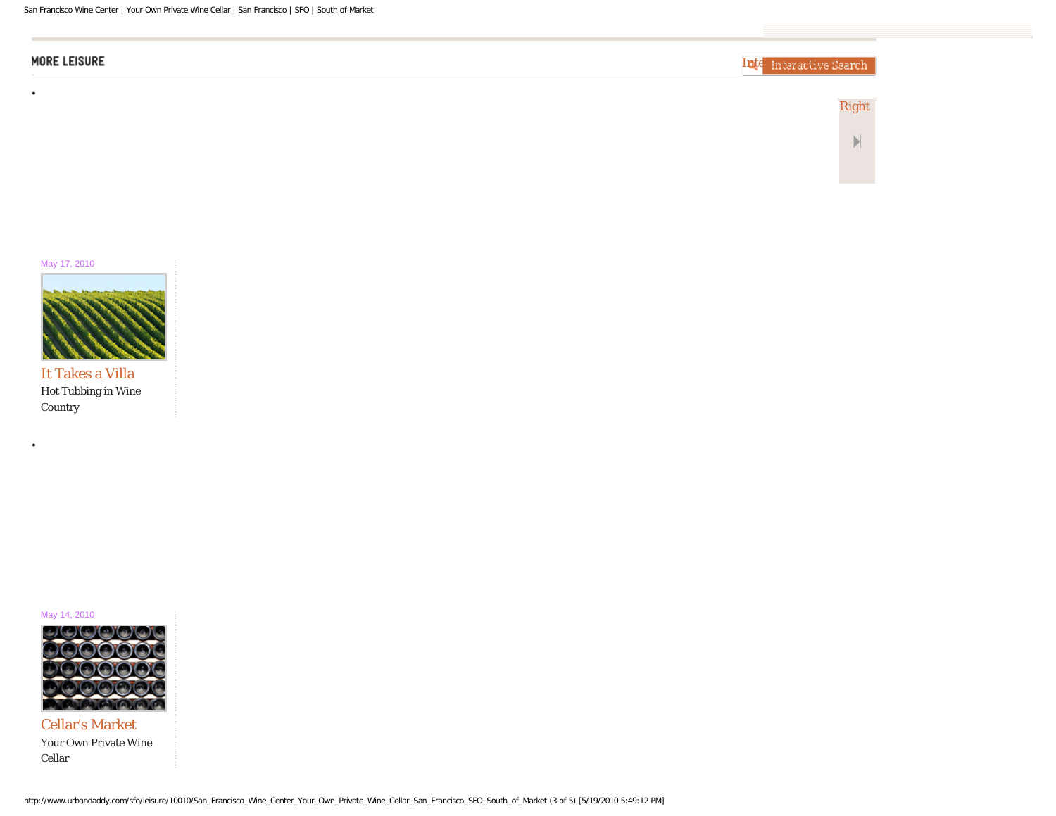## MORE LEISURE

Interactive Search

Right

- May 17, 2010

  It Takes a Villa

  Hot Tubbing in Wine Country

- May 14, 2010

  Cellar's Market

  Your Own Private Wine Cellar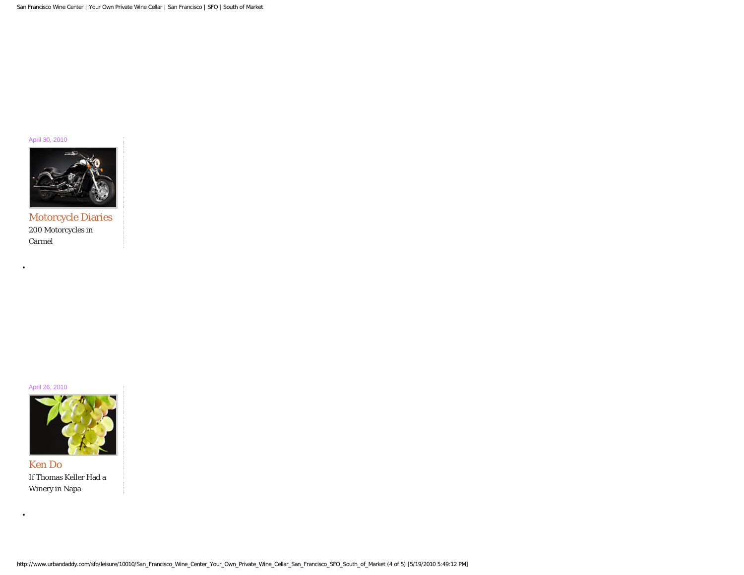April 30, 2010

Motorcycle Diaries

200 Motorcycles in Carmel

- 

April 26, 2010

Ken Do

If Thomas Keller Had a Winery in Napa

-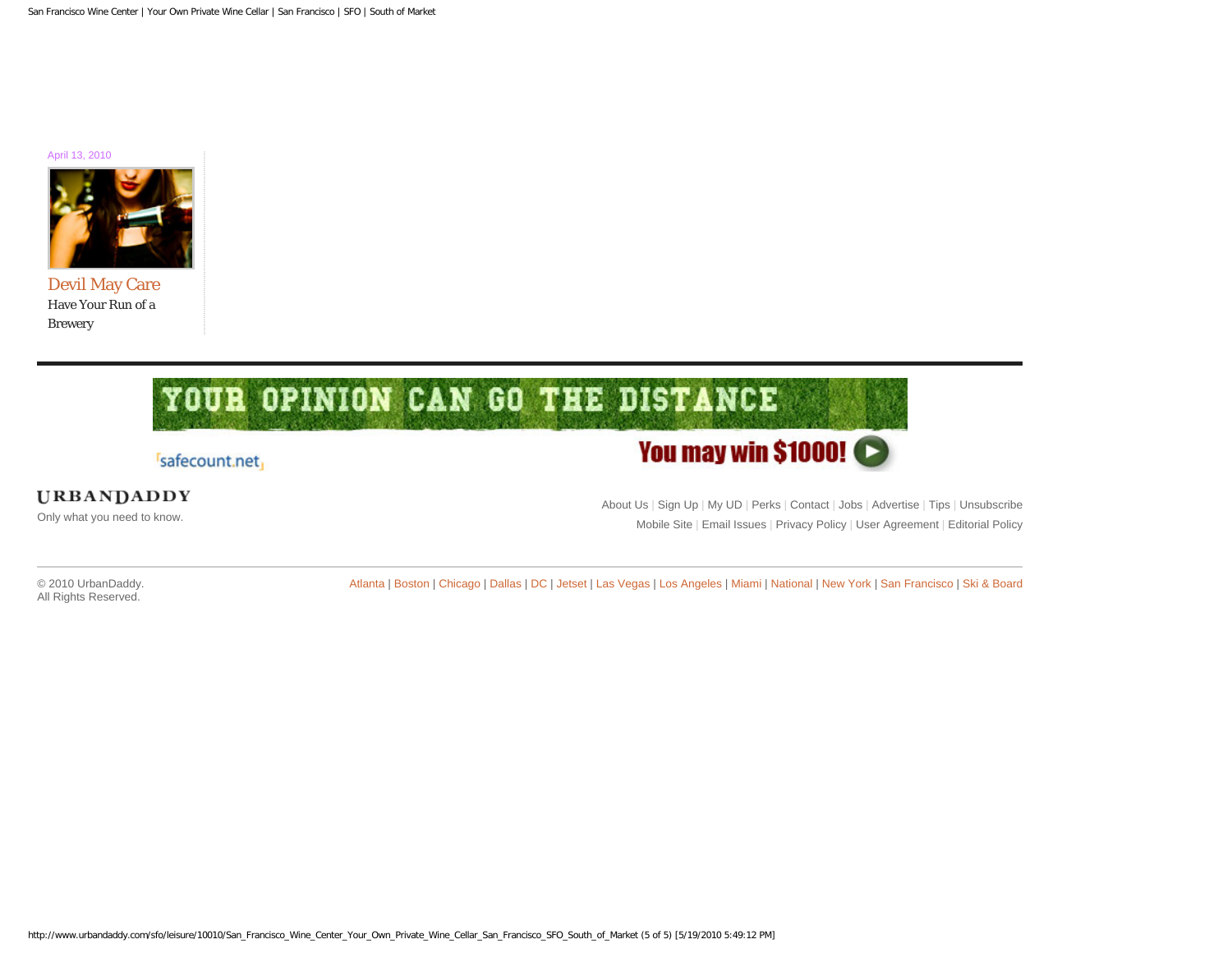April 13, 2010

Devil May Care

Have Your Run of a Brewery

YOUR OPINION CAN GO THE DISTANCE

safecount.net

You may win $1000!

URBANDADDY

Only what you need to know.

About Us | Sign Up | My UD | Perks | Contact | Jobs | Advertise | Tips | Unsubscribe
Mobile Site | Email Issues | Privacy Policy | User Agreement | Editorial Policy

© 2010 UrbanDaddy.
All Rights Reserved.

Atlanta | Boston | Chicago | Dallas | DC | Jetset | Las Vegas | Los Angeles | Miami | National | New York | San Francisco | Ski & Board